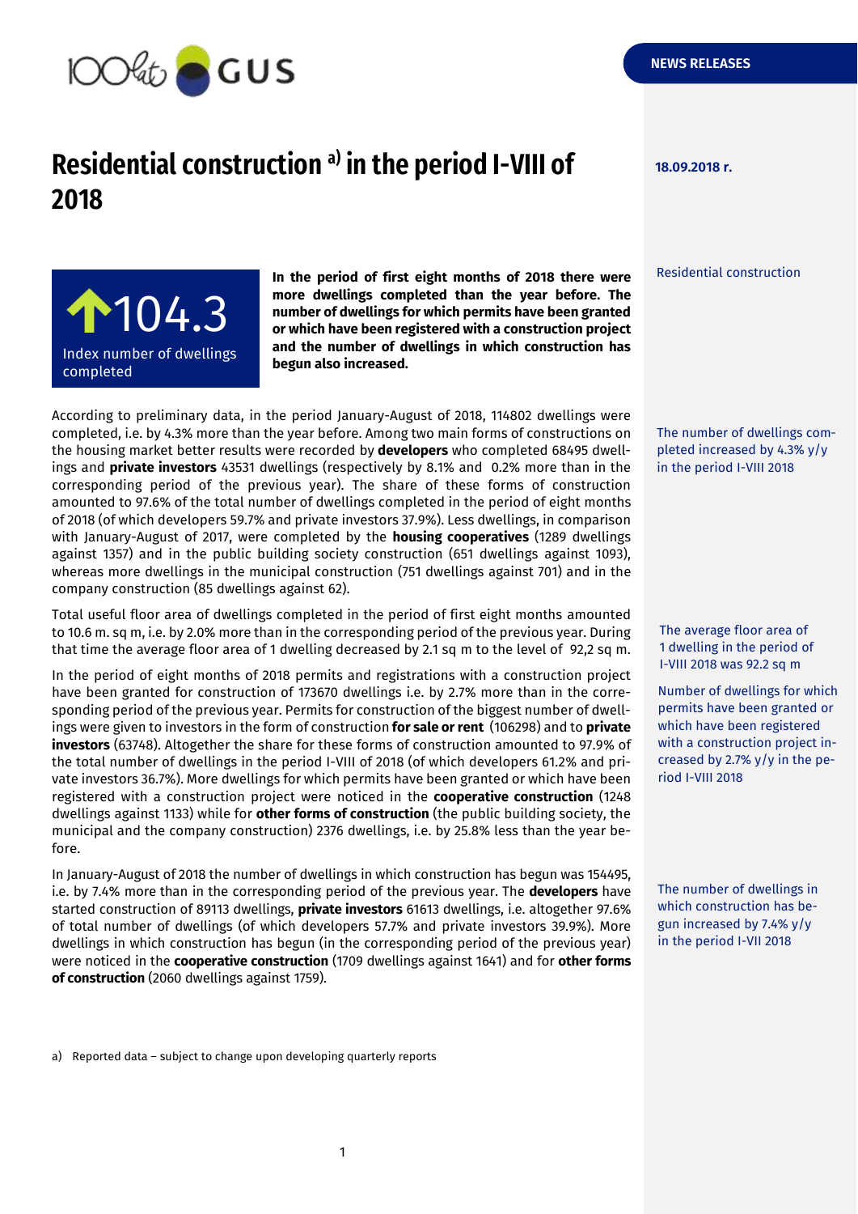NEWS RELEASES

# Residential construction a) in the period I-VIII of 2018

18.09.2018 r.

**↑104.3**

Index number of dwellings completed

**In the period of first eight months of 2018 there were more dwellings completed than the year before. The number of dwellings for which permits have been granted or which have been registered with a construction project and the number of dwellings in which construction has begun also increased.**

Residential construction

According to preliminary data, in the period January-August of 2018, 114802 dwellings were completed, i.e. by 4.3% more than the year before. Among two main forms of constructions on the housing market better results were recorded by **developers** who completed 68495 dwellings and **private investors** 43531 dwellings (respectively by 8.1% and 0.2% more than in the corresponding period of the previous year). The share of these forms of construction amounted to 97.6% of the total number of dwellings completed in the period of eight months of 2018 (of which developers 59.7% and private investors 37.9%). Less dwellings, in comparison with January-August of 2017, were completed by the **housing cooperatives** (1289 dwellings against 1357) and in the public building society construction (651 dwellings against 1093), whereas more dwellings in the municipal construction (751 dwellings against 701) and in the company construction (85 dwellings against 62).

The number of dwellings completed increased by 4.3% y/y in the period I-VIII 2018

Total useful floor area of dwellings completed in the period of first eight months amounted to 10.6 m. sq m, i.e. by 2.0% more than in the corresponding period of the previous year. During that time the average floor area of 1 dwelling decreased by 2.1 sq m to the level of 92,2 sq m.

The average floor area of 1 dwelling in the period of I-VIII 2018 was 92.2 sq m

In the period of eight months of 2018 permits and registrations with a construction project have been granted for construction of 173670 dwellings i.e. by 2.7% more than in the corresponding period of the previous year. Permits for construction of the biggest number of dwellings were given to investors in the form of construction **for sale or rent** (106298) and to **private investors** (63748). Altogether the share for these forms of construction amounted to 97.9% of the total number of dwellings in the period I-VIII of 2018 (of which developers 61.2% and private investors 36.7%). More dwellings for which permits have been granted or which have been registered with a construction project were noticed in the **cooperative construction** (1248 dwellings against 1133) while for **other forms of construction** (the public building society, the municipal and the company construction) 2376 dwellings, i.e. by 25.8% less than the year before.

Number of dwellings for which permits have been granted or which have been registered with a construction project increased by 2.7% y/y in the period I-VIII 2018

In January-August of 2018 the number of dwellings in which construction has begun was 154495, i.e. by 7.4% more than in the corresponding period of the previous year. The **developers** have started construction of 89113 dwellings, **private investors** 61613 dwellings, i.e. altogether 97.6% of total number of dwellings (of which developers 57.7% and private investors 39.9%). More dwellings in which construction has begun (in the corresponding period of the previous year) were noticed in the **cooperative construction** (1709 dwellings against 1641) and for **other forms of construction** (2060 dwellings against 1759).

The number of dwellings in which construction has begun increased by 7.4% y/y in the period I-VII 2018

a) Reported data – subject to change upon developing quarterly reports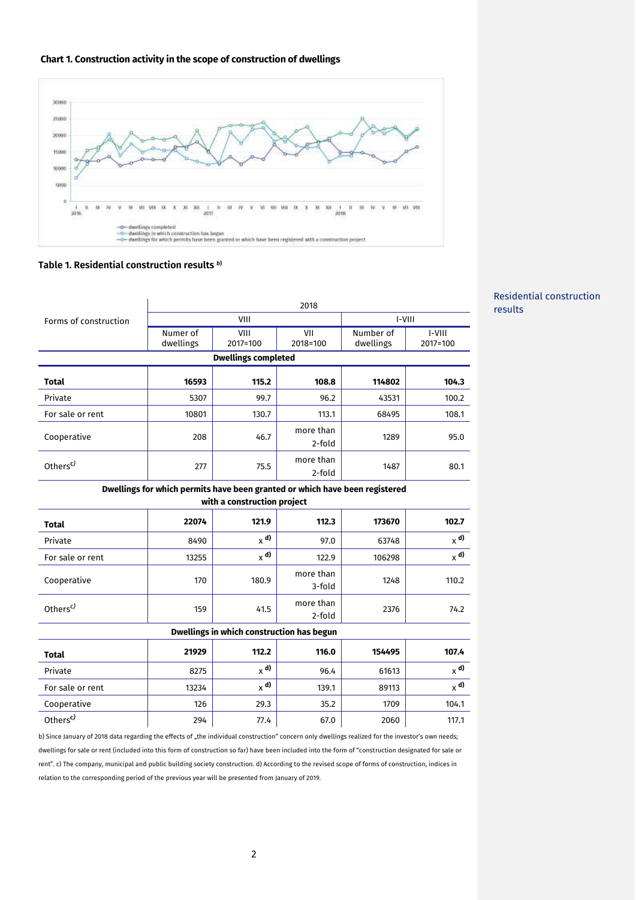**Chart 1. Construction activity in the scope of construction of dwellings**

**Table 1. Residential construction results** [b)]

Residential construction results

| Forms of construction | 2018 | | | | |
|---|---|---|---|---|---|
| | VIII | | | I-VIII | |
| | Numer of dwellings | VIII 2017=100 | VII 2018=100 | Number of dwellings | I-VIII 2017=100 |
| **Dwellings completed** | | | | | |
| **Total** | **16593** | **115.2** | **108.8** | **114802** | **104.3** |
| Private | 5307 | 99.7 | 96.2 | 43531 | 100.2 |
| For sale or rent | 10801 | 130.7 | 113.1 | 68495 | 108.1 |
| Cooperative | 208 | 46.7 | more than 2-fold | 1289 | 95.0 |
| Others[c)] | 277 | 75.5 | more than 2-fold | 1487 | 80.1 |
| **Dwellings for which permits have been granted or which have been registered with a construction project** | | | | | |
| **Total** | **22074** | **121.9** | **112.3** | **173670** | **102.7** |
| Private | 8490 | x [d)] | 97.0 | 63748 | x [d)] |
| For sale or rent | 13255 | x [d)] | 122.9 | 106298 | x [d)] |
| Cooperative | 170 | 180.9 | more than 3-fold | 1248 | 110.2 |
| Others[c)] | 159 | 41.5 | more than 2-fold | 2376 | 74.2 |
| **Dwellings in which construction has begun** | | | | | |
| **Total** | **21929** | **112.2** | **116.0** | **154495** | **107.4** |
| Private | 8275 | x [d)] | 96.4 | 61613 | x [d)] |
| For sale or rent | 13234 | x [d)] | 139.1 | 89113 | x [d)] |
| Cooperative | 126 | 29.3 | 35.2 | 1709 | 104.1 |
| Others[c)] | 294 | 77.4 | 67.0 | 2060 | 117.1 |

b) Since January of 2018 data regarding the effects of „the individual construction" concern only dwellings realized for the investor's own needs; dwellings for sale or rent (included into this form of construction so far) have been included into the form of "construction designated for sale or rent". c) The company, municipal and public building society construction. d) According to the revised scope of forms of construction, indices in relation to the corresponding period of the previous year will be presented from January of 2019.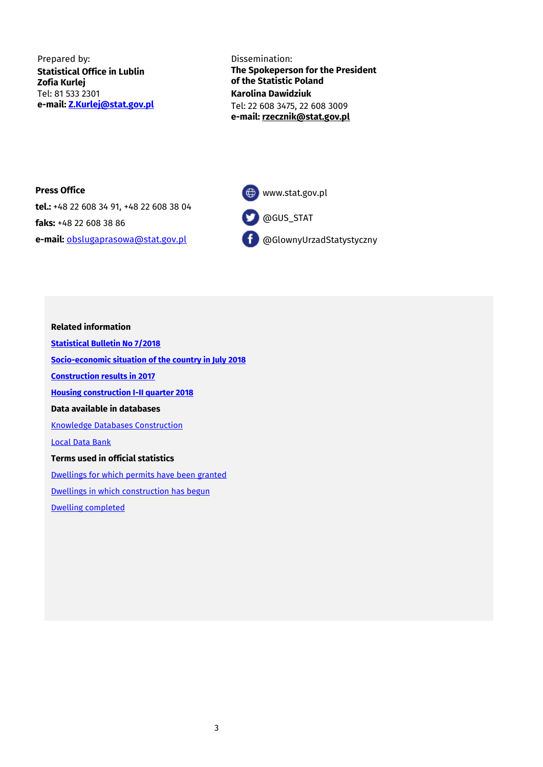Prepared by:
**Statistical Office in Lublin**
**Zofia Kurlej**
Tel: 81 533 2301
**e-mail: Z.Kurlej@stat.gov.pl**

Dissemination:
**The Spokeperson for the President of the Statistic Poland**
**Karolina Dawidziuk**
Tel: 22 608 3475, 22 608 3009
**e-mail: rzecznik@stat.gov.pl**

**Press Office**
**tel.:** +48 22 608 34 91, +48 22 608 38 04
**faks:** +48 22 608 38 86
**e-mail:** obslugaprasowa@stat.gov.pl

www.stat.gov.pl
@GUS_STAT
@GlownyUrzadStatystyczny

**Related information**

**Statistical Bulletin No 7/2018**

**Socio-economic situation of the country in July 2018**

**Construction results in 2017**

**Housing construction I-II quarter 2018**

**Data available in databases**

Knowledge Databases Construction

Local Data Bank

**Terms used in official statistics**

Dwellings for which permits have been granted

Dwellings in which construction has begun

Dwelling completed